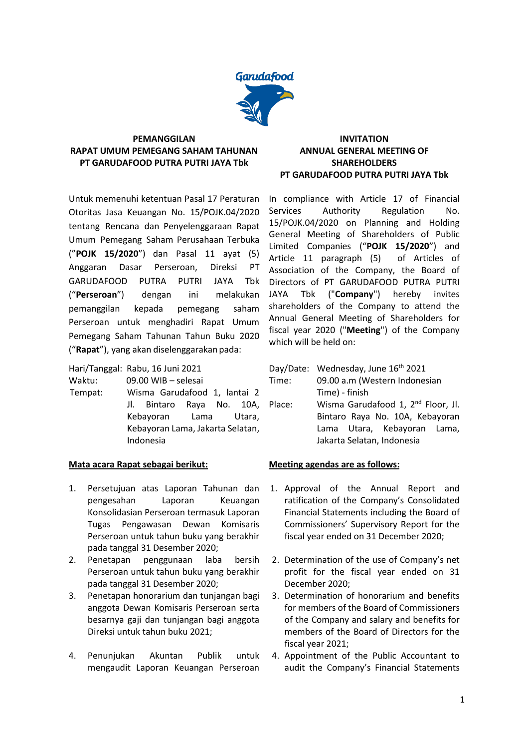Garudafood

**PEMANGGILAN**
**RAPAT UMUM PEMEGANG SAHAM TAHUNAN**
**PT GARUDAFOOD PUTRA PUTRI JAYA Tbk**

Untuk memenuhi ketentuan Pasal 17 Peraturan Otoritas Jasa Keuangan No. 15/POJK.04/2020 tentang Rencana dan Penyelenggaraan Rapat Umum Pemegang Saham Perusahaan Terbuka ("**POJK 15/2020**") dan Pasal 11 ayat (5) Anggaran Dasar Perseroan, Direksi PT GARUDAFOOD PUTRA PUTRI JAYA Tbk ("**Perseroan**") dengan ini melakukan pemanggilan kepada pemegang saham Perseroan untuk menghadiri Rapat Umum Pemegang Saham Tahunan Tahun Buku 2020 ("**Rapat**"), yang akan diselenggarakan pada:

| | |
|---|---|
| Hari/Tanggal: | Rabu, 16 Juni 2021 |
| Waktu: | 09.00 WIB – selesai |
| Tempat: | Wisma Garudafood 1, lantai 2 Jl. Bintaro Raya No. 10A, Kebayoran Lama Utara, Kebayoran Lama, Jakarta Selatan, Indonesia |

**Mata acara Rapat sebagai berikut:**

1. Persetujuan atas Laporan Tahunan dan pengesahan Laporan Keuangan Konsolidasian Perseroan termasuk Laporan Tugas Pengawasan Dewan Komisaris Perseroan untuk tahun buku yang berakhir pada tanggal 31 Desember 2020;
2. Penetapan penggunaan laba bersih Perseroan untuk tahun buku yang berakhir pada tanggal 31 Desember 2020;
3. Penetapan honorarium dan tunjangan bagi anggota Dewan Komisaris Perseroan serta besarnya gaji dan tunjangan bagi anggota Direksi untuk tahun buku 2021;
4. Penunjukan Akuntan Publik untuk mengaudit Laporan Keuangan Perseroan

**INVITATION**
**ANNUAL GENERAL MEETING OF SHAREHOLDERS**
**PT GARUDAFOOD PUTRA PUTRI JAYA Tbk**

In compliance with Article 17 of Financial Services Authority Regulation No. 15/POJK.04/2020 on Planning and Holding General Meeting of Shareholders of Public Limited Companies ("**POJK 15/2020**") and Article 11 paragraph (5) of Articles of Association of the Company, the Board of Directors of PT GARUDAFOOD PUTRA PUTRI JAYA Tbk ("**Company**") hereby invites shareholders of the Company to attend the Annual General Meeting of Shareholders for fiscal year 2020 ("**Meeting**") of the Company which will be held on:

| | |
|---|---|
| Day/Date: | Wednesday, June 16th 2021 |
| Time: | 09.00 a.m (Western Indonesian Time) - finish |
| Place: | Wisma Garudafood 1, 2nd Floor, Jl. Bintaro Raya No. 10A, Kebayoran Lama Utara, Kebayoran Lama, Jakarta Selatan, Indonesia |

**Meeting agendas are as follows:**

1. Approval of the Annual Report and ratification of the Company's Consolidated Financial Statements including the Board of Commissioners' Supervisory Report for the fiscal year ended on 31 December 2020;
2. Determination of the use of Company's net profit for the fiscal year ended on 31 December 2020;
3. Determination of honorarium and benefits for members of the Board of Commissioners of the Company and salary and benefits for members of the Board of Directors for the fiscal year 2021;
4. Appointment of the Public Accountant to audit the Company's Financial Statements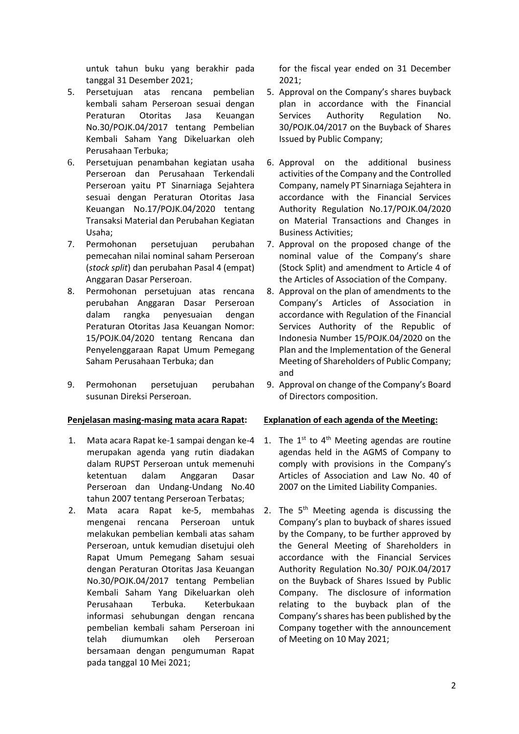untuk tahun buku yang berakhir pada tanggal 31 Desember 2021;

5. Persetujuan atas rencana pembelian kembali saham Perseroan sesuai dengan Peraturan Otoritas Jasa Keuangan No.30/POJK.04/2017 tentang Pembelian Kembali Saham Yang Dikeluarkan oleh Perusahaan Terbuka;
6. Persetujuan penambahan kegiatan usaha Perseroan dan Perusahaan Terkendali Perseroan yaitu PT Sinarniaga Sejahtera sesuai dengan Peraturan Otoritas Jasa Keuangan No.17/POJK.04/2020 tentang Transaksi Material dan Perubahan Kegiatan Usaha;
7. Permohonan persetujuan perubahan pemecahan nilai nominal saham Perseroan (*stock split*) dan perubahan Pasal 4 (empat) Anggaran Dasar Perseroan.
8. Permohonan persetujuan atas rencana perubahan Anggaran Dasar Perseroan dalam rangka penyesuaian dengan Peraturan Otoritas Jasa Keuangan Nomor: 15/POJK.04/2020 tentang Rencana dan Penyelenggaraan Rapat Umum Pemegang Saham Perusahaan Terbuka; dan
9. Permohonan persetujuan perubahan susunan Direksi Perseroan.

**Penjelasan masing-masing mata acara Rapat:**

1. Mata acara Rapat ke-1 sampai dengan ke-4 merupakan agenda yang rutin diadakan dalam RUPST Perseroan untuk memenuhi ketentuan dalam Anggaran Dasar Perseroan dan Undang-Undang No.40 tahun 2007 tentang Perseroan Terbatas;
2. Mata acara Rapat ke-5, membahas mengenai rencana Perseroan untuk melakukan pembelian kembali atas saham Perseroan, untuk kemudian disetujui oleh Rapat Umum Pemegang Saham sesuai dengan Peraturan Otoritas Jasa Keuangan No.30/POJK.04/2017 tentang Pembelian Kembali Saham Yang Dikeluarkan oleh Perusahaan Terbuka. Keterbukaan informasi sehubungan dengan rencana pembelian kembali saham Perseroan ini telah diumumkan oleh Perseroan bersamaan dengan pengumuman Rapat pada tanggal 10 Mei 2021;

for the fiscal year ended on 31 December 2021;

5. Approval on the Company's shares buyback plan in accordance with the Financial Services Authority Regulation No. 30/POJK.04/2017 on the Buyback of Shares Issued by Public Company;
6. Approval on the additional business activities of the Company and the Controlled Company, namely PT Sinarniaga Sejahtera in accordance with the Financial Services Authority Regulation No.17/POJK.04/2020 on Material Transactions and Changes in Business Activities;
7. Approval on the proposed change of the nominal value of the Company's share (Stock Split) and amendment to Article 4 of the Articles of Association of the Company.
8. Approval on the plan of amendments to the Company's Articles of Association in accordance with Regulation of the Financial Services Authority of the Republic of Indonesia Number 15/POJK.04/2020 on the Plan and the Implementation of the General Meeting of Shareholders of Public Company; and
9. Approval on change of the Company's Board of Directors composition.

**Explanation of each agenda of the Meeting:**

1. The 1st to 4th Meeting agendas are routine agendas held in the AGMS of Company to comply with provisions in the Company's Articles of Association and Law No. 40 of 2007 on the Limited Liability Companies.
2. The 5th Meeting agenda is discussing the Company's plan to buyback of shares issued by the Company, to be further approved by the General Meeting of Shareholders in accordance with the Financial Services Authority Regulation No.30/ POJK.04/2017 on the Buyback of Shares Issued by Public Company. The disclosure of information relating to the buyback plan of the Company's shares has been published by the Company together with the announcement of Meeting on 10 May 2021;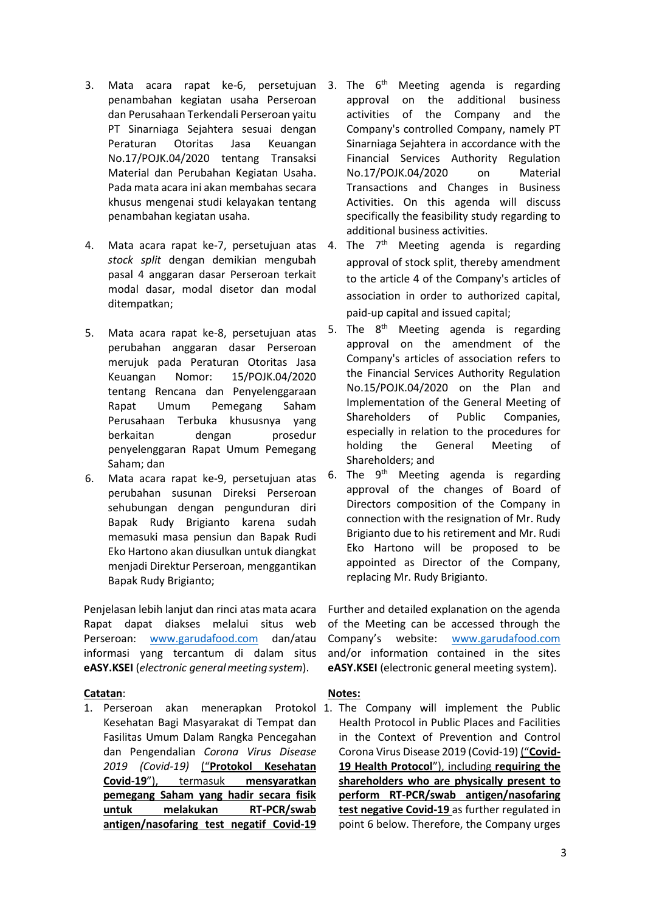3. Mata acara rapat ke-6, persetujuan penambahan kegiatan usaha Perseroan dan Perusahaan Terkendali Perseroan yaitu PT Sinarniaga Sejahtera sesuai dengan Peraturan Otoritas Jasa Keuangan No.17/POJK.04/2020 tentang Transaksi Material dan Perubahan Kegiatan Usaha. Pada mata acara ini akan membahas secara khusus mengenai studi kelayakan tentang penambahan kegiatan usaha.

4. Mata acara rapat ke-7, persetujuan atas *stock split* dengan demikian mengubah pasal 4 anggaran dasar Perseroan terkait modal dasar, modal disetor dan modal ditempatkan;

5. Mata acara rapat ke-8, persetujuan atas perubahan anggaran dasar Perseroan merujuk pada Peraturan Otoritas Jasa Keuangan Nomor: 15/POJK.04/2020 tentang Rencana dan Penyelenggaraan Rapat Umum Pemegang Saham Perusahaan Terbuka khususnya yang berkaitan dengan prosedur penyelenggaraan Rapat Umum Pemegang Saham; dan

6. Mata acara rapat ke-9, persetujuan atas perubahan susunan Direksi Perseroan sehubungan dengan pengunduran diri Bapak Rudy Brigianto karena sudah memasuki masa pensiun dan Bapak Rudi Eko Hartono akan diusulkan untuk diangkat menjadi Direktur Perseroan, menggantikan Bapak Rudy Brigianto;

Penjelasan lebih lanjut dan rinci atas mata acara Rapat dapat diakses melalui situs web Perseroan: www.garudafood.com dan/atau informasi yang tercantum di dalam situs **eASY.KSEI** (*electronic general meeting system*).

**Catatan**:

1. Perseroan akan menerapkan Protokol Kesehatan Bagi Masyarakat di Tempat dan Fasilitas Umum Dalam Rangka Pencegahan dan Pengendalian *Corona Virus Disease 2019 (Covid-19)* (“**Protokol Kesehatan Covid-19**”), termasuk **mensyaratkan pemegang Saham yang hadir secara fisik untuk melakukan RT-PCR/swab antigen/nasofaring test negatif Covid-19**

3. The 6th Meeting agenda is regarding approval on the additional business activities of the Company and the Company's controlled Company, namely PT Sinarniaga Sejahtera in accordance with the Financial Services Authority Regulation No.17/POJK.04/2020 on Material Transactions and Changes in Business Activities. On this agenda will discuss specifically the feasibility study regarding to additional business activities.

4. The 7th Meeting agenda is regarding approval of stock split, thereby amendment to the article 4 of the Company's articles of association in order to authorized capital, paid-up capital and issued capital;

5. The 8th Meeting agenda is regarding approval on the amendment of the Company's articles of association refers to the Financial Services Authority Regulation No.15/POJK.04/2020 on the Plan and Implementation of the General Meeting of Shareholders of Public Companies, especially in relation to the procedures for holding the General Meeting of Shareholders; and

6. The 9th Meeting agenda is regarding approval of the changes of Board of Directors composition of the Company in connection with the resignation of Mr. Rudy Brigianto due to his retirement and Mr. Rudi Eko Hartono will be proposed to be appointed as Director of the Company, replacing Mr. Rudy Brigianto.

Further and detailed explanation on the agenda of the Meeting can be accessed through the Company’s website: www.garudafood.com and/or information contained in the sites **eASY.KSEI** (electronic general meeting system).

**Notes:**

1. The Company will implement the Public Health Protocol in Public Places and Facilities in the Context of Prevention and Control Corona Virus Disease 2019 (Covid-19) (“**Covid-19 Health Protocol**”), including **requiring the shareholders who are physically present to perform RT-PCR/swab antigen/nasofaring test negative Covid-19** as further regulated in point 6 below. Therefore, the Company urges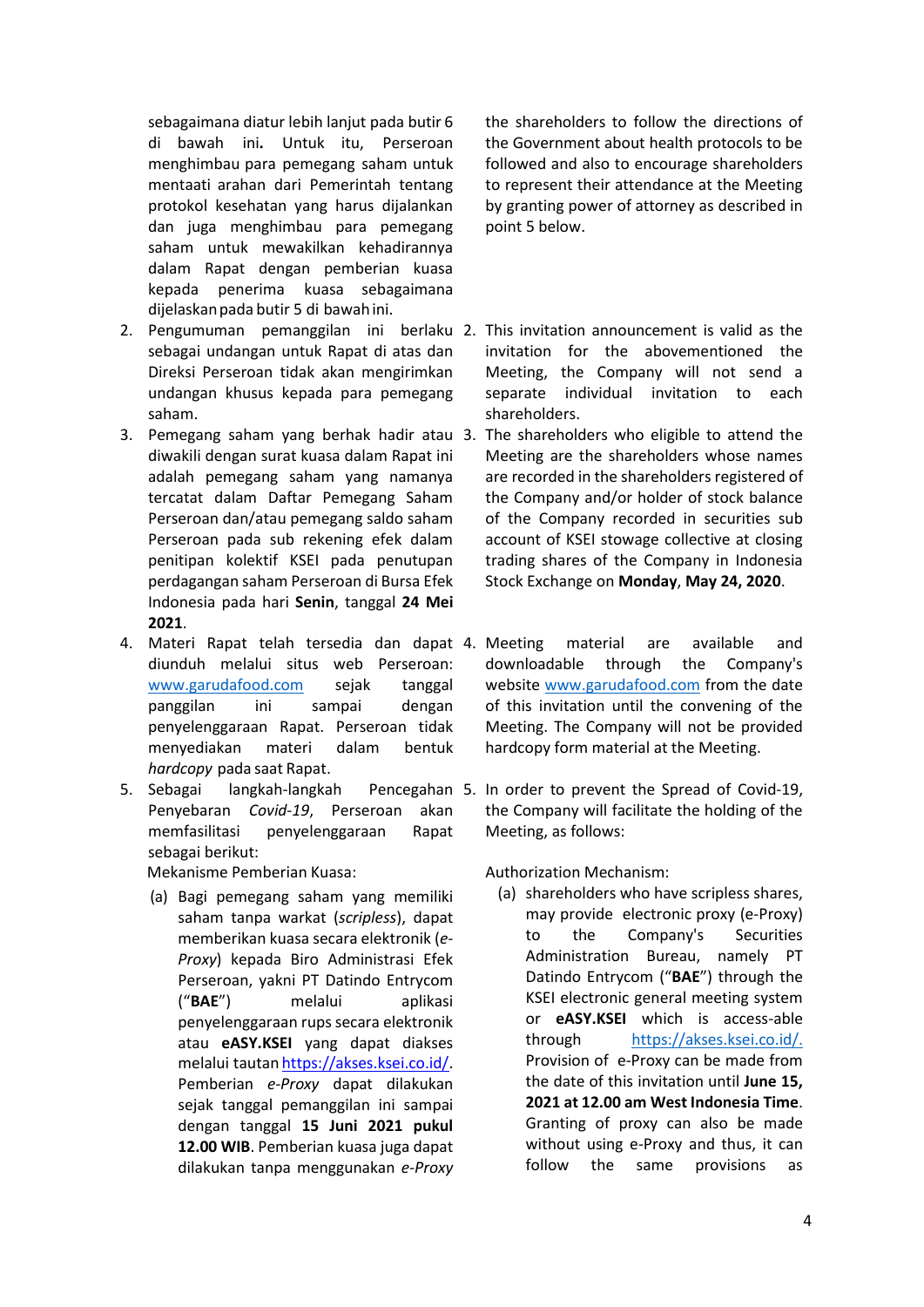sebagaimana diatur lebih lanjut pada butir 6 di bawah ini**.** Untuk itu, Perseroan menghimbau para pemegang saham untuk mentaati arahan dari Pemerintah tentang protokol kesehatan yang harus dijalankan dan juga menghimbau para pemegang saham untuk mewakilkan kehadirannya dalam Rapat dengan pemberian kuasa kepada penerima kuasa sebagaimana dijelaskan pada butir 5 di bawah ini.

2. Pengumuman pemanggilan ini berlaku sebagai undangan untuk Rapat di atas dan Direksi Perseroan tidak akan mengirimkan undangan khusus kepada para pemegang saham.
3. Pemegang saham yang berhak hadir atau diwakili dengan surat kuasa dalam Rapat ini adalah pemegang saham yang namanya tercatat dalam Daftar Pemegang Saham Perseroan dan/atau pemegang saldo saham Perseroan pada sub rekening efek dalam penitipan kolektif KSEI pada penutupan perdagangan saham Perseroan di Bursa Efek Indonesia pada hari **Senin**, tanggal **24 Mei 2021**.
4. Materi Rapat telah tersedia dan dapat diunduh melalui situs web Perseroan: www.garudafood.com sejak tanggal panggilan ini sampai dengan penyelenggaraan Rapat. Perseroan tidak menyediakan materi dalam bentuk *hardcopy* pada saat Rapat.
5. Sebagai langkah-langkah Pencegahan Penyebaran *Covid-19*, Perseroan akan memfasilitasi penyelenggaraan Rapat sebagai berikut:

   Mekanisme Pemberian Kuasa:

   (a) Bagi pemegang saham yang memiliki saham tanpa warkat (*scripless*), dapat memberikan kuasa secara elektronik (*e-Proxy*) kepada Biro Administrasi Efek Perseroan, yakni PT Datindo Entrycom ("**BAE**") melalui aplikasi penyelenggaraan rups secara elektronik atau **eASY.KSEI** yang dapat diakses melalui tautan https://akses.ksei.co.id/. Pemberian *e-Proxy* dapat dilakukan sejak tanggal pemanggilan ini sampai dengan tanggal **15 Juni 2021 pukul 12.00 WIB**. Pemberian kuasa juga dapat dilakukan tanpa menggunakan *e-Proxy*

the shareholders to follow the directions of the Government about health protocols to be followed and also to encourage shareholders to represent their attendance at the Meeting by granting power of attorney as described in point 5 below.

2. This invitation announcement is valid as the invitation for the abovementioned the Meeting, the Company will not send a separate individual invitation to each shareholders.
3. The shareholders who eligible to attend the Meeting are the shareholders whose names are recorded in the shareholders registered of the Company and/or holder of stock balance of the Company recorded in securities sub account of KSEI stowage collective at closing trading shares of the Company in Indonesia Stock Exchange on **Monday**, **May 24, 2020**.
4. Meeting material are available and downloadable through the Company's website www.garudafood.com from the date of this invitation until the convening of the Meeting. The Company will not be provided hardcopy form material at the Meeting.
5. In order to prevent the Spread of Covid-19, the Company will facilitate the holding of the Meeting, as follows:

   Authorization Mechanism:

   (a) shareholders who have scripless shares, may provide electronic proxy (e-Proxy) to the Company's Securities Administration Bureau, namely PT Datindo Entrycom ("**BAE**") through the KSEI electronic general meeting system or **eASY.KSEI** which is access-able through https://akses.ksei.co.id/. Provision of e-Proxy can be made from the date of this invitation until **June 15, 2021 at 12.00 am West Indonesia Time**. Granting of proxy can also be made without using e-Proxy and thus, it can follow the same provisions as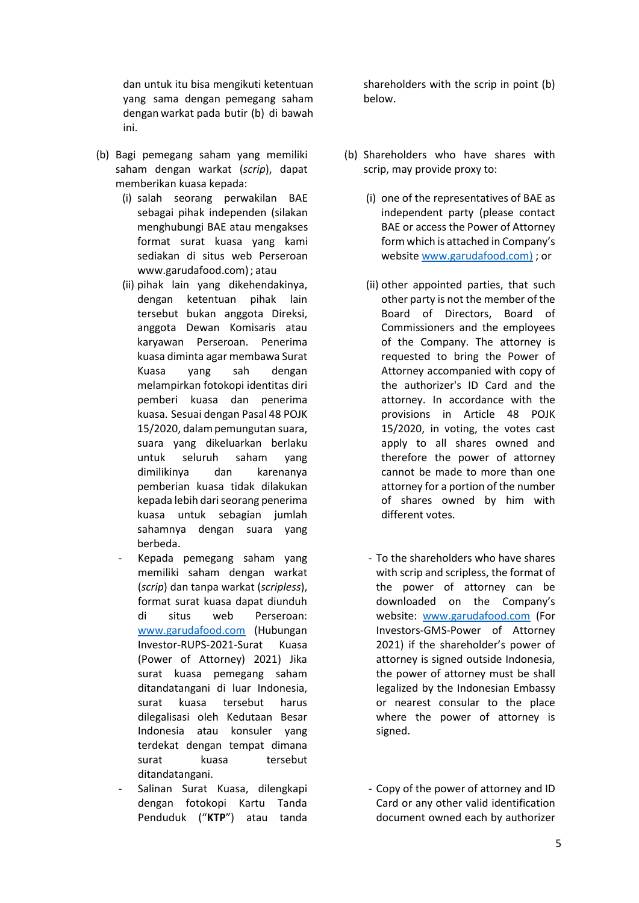dan untuk itu bisa mengikuti ketentuan yang sama dengan pemegang saham dengan warkat pada butir (b) di bawah ini.

(b) Bagi pemegang saham yang memiliki saham dengan warkat (*scrip*), dapat memberikan kuasa kepada:

(i) salah seorang perwakilan BAE sebagai pihak independen (silakan menghubungi BAE atau mengakses format surat kuasa yang kami sediakan di situs web Perseroan www.garudafood.com) ; atau

(ii) pihak lain yang dikehendakinya, dengan ketentuan pihak lain tersebut bukan anggota Direksi, anggota Dewan Komisaris atau karyawan Perseroan. Penerima kuasa diminta agar membawa Surat Kuasa yang sah dengan melampirkan fotokopi identitas diri pemberi kuasa dan penerima kuasa. Sesuai dengan Pasal 48 POJK 15/2020, dalam pemungutan suara, suara yang dikeluarkan berlaku untuk seluruh saham yang dimilikinya dan karenanya pemberian kuasa tidak dilakukan kepada lebih dari seorang penerima kuasa untuk sebagian jumlah sahamnya dengan suara yang berbeda.

- Kepada pemegang saham yang memiliki saham dengan warkat (*scrip*) dan tanpa warkat (*scripless*), format surat kuasa dapat diunduh di situs web Perseroan: www.garudafood.com (Hubungan Investor-RUPS-2021-Surat Kuasa (Power of Attorney) 2021) Jika surat kuasa pemegang saham ditandatangani di luar Indonesia, surat kuasa tersebut harus dilegalisasi oleh Kedutaan Besar Indonesia atau konsuler yang terdekat dengan tempat dimana surat kuasa tersebut ditandatangani.
- Salinan Surat Kuasa, dilengkapi dengan fotokopi Kartu Tanda Penduduk ("**KTP**") atau tanda

shareholders with the scrip in point (b) below.

(b) Shareholders who have shares with scrip, may provide proxy to:

(i) one of the representatives of BAE as independent party (please contact BAE or access the Power of Attorney form which is attached in Company's website www.garudafood.com) ; or

(ii) other appointed parties, that such other party is not the member of the Board of Directors, Board of Commissioners and the employees of the Company. The attorney is requested to bring the Power of Attorney accompanied with copy of the authorizer's ID Card and the attorney. In accordance with the provisions in Article 48 POJK 15/2020, in voting, the votes cast apply to all shares owned and therefore the power of attorney cannot be made to more than one attorney for a portion of the number of shares owned by him with different votes.

- To the shareholders who have shares with scrip and scripless, the format of the power of attorney can be downloaded on the Company's website: www.garudafood.com (For Investors-GMS-Power of Attorney 2021) if the shareholder's power of attorney is signed outside Indonesia, the power of attorney must be shall legalized by the Indonesian Embassy or nearest consular to the place where the power of attorney is signed.
- Copy of the power of attorney and ID Card or any other valid identification document owned each by authorizer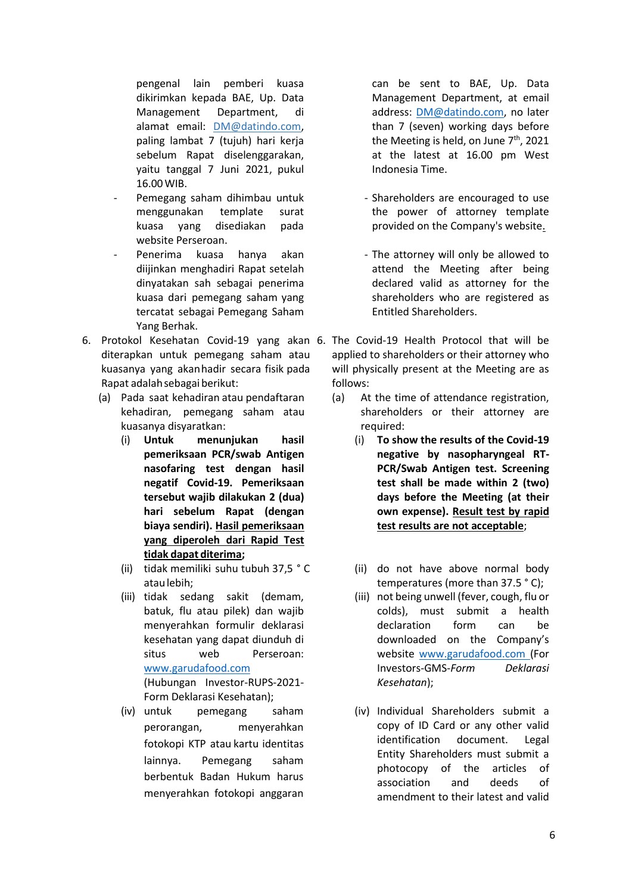pengenal lain pemberi kuasa dikirimkan kepada BAE, Up. Data Management Department, di alamat email: DM@datindo.com, paling lambat 7 (tujuh) hari kerja sebelum Rapat diselenggarakan, yaitu tanggal 7 Juni 2021, pukul 16.00 WIB.

- Pemegang saham dihimbau untuk menggunakan template surat kuasa yang disediakan pada website Perseroan.
- Penerima kuasa hanya akan diijinkan menghadiri Rapat setelah dinyatakan sah sebagai penerima kuasa dari pemegang saham yang tercatat sebagai Pemegang Saham Yang Berhak.

6. Protokol Kesehatan Covid-19 yang akan diterapkan untuk pemegang saham atau kuasanya yang akan hadir secara fisik pada Rapat adalah sebagai berikut:
   (a) Pada saat kehadiran atau pendaftaran kehadiran, pemegang saham atau kuasanya disyaratkan:
      (i) **Untuk menunjukan hasil pemeriksaan PCR/swab Antigen nasofaring test dengan hasil negatif Covid-19. Pemeriksaan tersebut wajib dilakukan 2 (dua) hari sebelum Rapat (dengan biaya sendiri). <u>Hasil pemeriksaan yang diperoleh dari Rapid Test tidak dapat diterima</u>;**
      (ii) tidak memiliki suhu tubuh 37,5 ° C atau lebih;
      (iii) tidak sedang sakit (demam, batuk, flu atau pilek) dan wajib menyerahkan formulir deklarasi kesehatan yang dapat diunduh di situs web Perseroan: www.garudafood.com (Hubungan Investor-RUPS-2021-Form Deklarasi Kesehatan);
      (iv) untuk pemegang saham perorangan, menyerahkan fotokopi KTP atau kartu identitas lainnya. Pemegang saham berbentuk Badan Hukum harus menyerahkan fotokopi anggaran

can be sent to BAE, Up. Data Management Department, at email address: DM@datindo.com, no later than 7 (seven) working days before the Meeting is held, on June 7th, 2021 at the latest at 16.00 pm West Indonesia Time.

- Shareholders are encouraged to use the power of attorney template provided on the Company's website.
- The attorney will only be allowed to attend the Meeting after being declared valid as attorney for the shareholders who are registered as Entitled Shareholders.

6. The Covid-19 Health Protocol that will be applied to shareholders or their attorney who will physically present at the Meeting are as follows:
   (a) At the time of attendance registration, shareholders or their attorney are required:
      (i) **To show the results of the Covid-19 negative by nasopharyngeal RT-PCR/Swab Antigen test. Screening test shall be made within 2 (two) days before the Meeting (at their own expense). <u>Result test by rapid test results are not acceptable</u>**;
      (ii) do not have above normal body temperatures (more than 37.5 ° C);
      (iii) not being unwell (fever, cough, flu or colds), must submit a health declaration form can be downloaded on the Company's website www.garudafood.com (For Investors-GMS-*Form Deklarasi Kesehatan*);
      (iv) Individual Shareholders submit a copy of ID Card or any other valid identification document. Legal Entity Shareholders must submit a photocopy of the articles of association and deeds of amendment to their latest and valid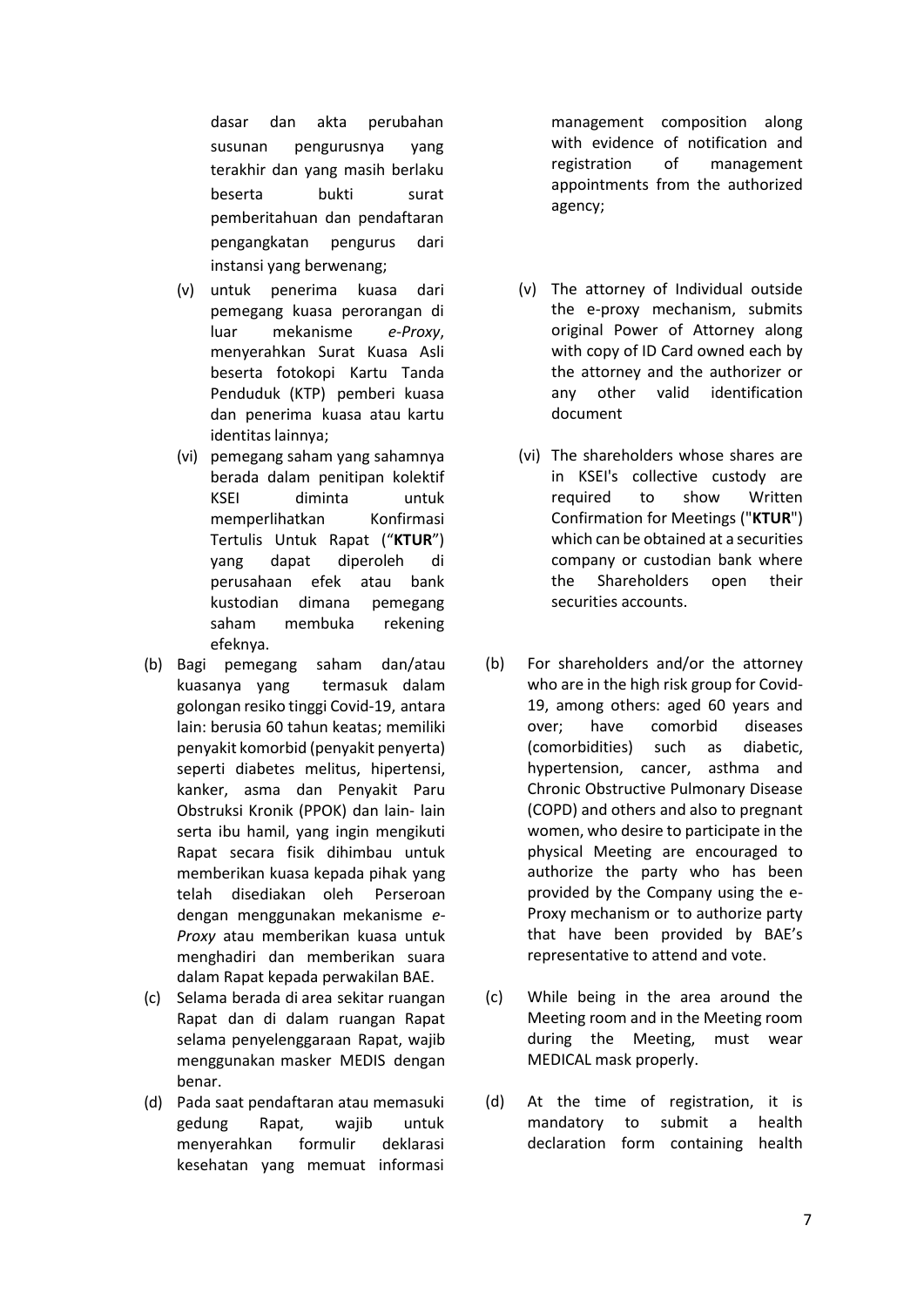dasar dan akta perubahan susunan pengurusnya yang terakhir dan yang masih berlaku beserta bukti surat pemberitahuan dan pendaftaran pengangkatan pengurus dari instansi yang berwenang;

(v) untuk penerima kuasa dari pemegang kuasa perorangan di luar mekanisme *e-Proxy*, menyerahkan Surat Kuasa Asli beserta fotokopi Kartu Tanda Penduduk (KTP) pemberi kuasa dan penerima kuasa atau kartu identitas lainnya;

(vi) pemegang saham yang sahamnya berada dalam penitipan kolektif KSEI diminta untuk memperlihatkan Konfirmasi Tertulis Untuk Rapat ("**KTUR**") yang dapat diperoleh di perusahaan efek atau bank kustodian dimana pemegang saham membuka rekening efeknya.

(b) Bagi pemegang saham dan/atau kuasanya yang termasuk dalam golongan resiko tinggi Covid-19, antara lain: berusia 60 tahun keatas; memiliki penyakit komorbid (penyakit penyerta) seperti diabetes melitus, hipertensi, kanker, asma dan Penyakit Paru Obstruksi Kronik (PPOK) dan lain- lain serta ibu hamil, yang ingin mengikuti Rapat secara fisik dihimbau untuk memberikan kuasa kepada pihak yang telah disediakan oleh Perseroan dengan menggunakan mekanisme *e-Proxy* atau memberikan kuasa untuk menghadiri dan memberikan suara dalam Rapat kepada perwakilan BAE.

(c) Selama berada di area sekitar ruangan Rapat dan di dalam ruangan Rapat selama penyelenggaraan Rapat, wajib menggunakan masker MEDIS dengan benar.

(d) Pada saat pendaftaran atau memasuki gedung Rapat, wajib untuk menyerahkan formulir deklarasi kesehatan yang memuat informasi

management composition along with evidence of notification and registration of management appointments from the authorized agency;

(v) The attorney of Individual outside the e-proxy mechanism, submits original Power of Attorney along with copy of ID Card owned each by the attorney and the authorizer or any other valid identification document

(vi) The shareholders whose shares are in KSEI's collective custody are required to show Written Confirmation for Meetings ("**KTUR**") which can be obtained at a securities company or custodian bank where the Shareholders open their securities accounts.

(b) For shareholders and/or the attorney who are in the high risk group for Covid-19, among others: aged 60 years and over; have comorbid diseases (comorbidities) such as diabetic, hypertension, cancer, asthma and Chronic Obstructive Pulmonary Disease (COPD) and others and also to pregnant women, who desire to participate in the physical Meeting are encouraged to authorize the party who has been provided by the Company using the e-Proxy mechanism or to authorize party that have been provided by BAE's representative to attend and vote.

(c) While being in the area around the Meeting room and in the Meeting room during the Meeting, must wear MEDICAL mask properly.

(d) At the time of registration, it is mandatory to submit a health declaration form containing health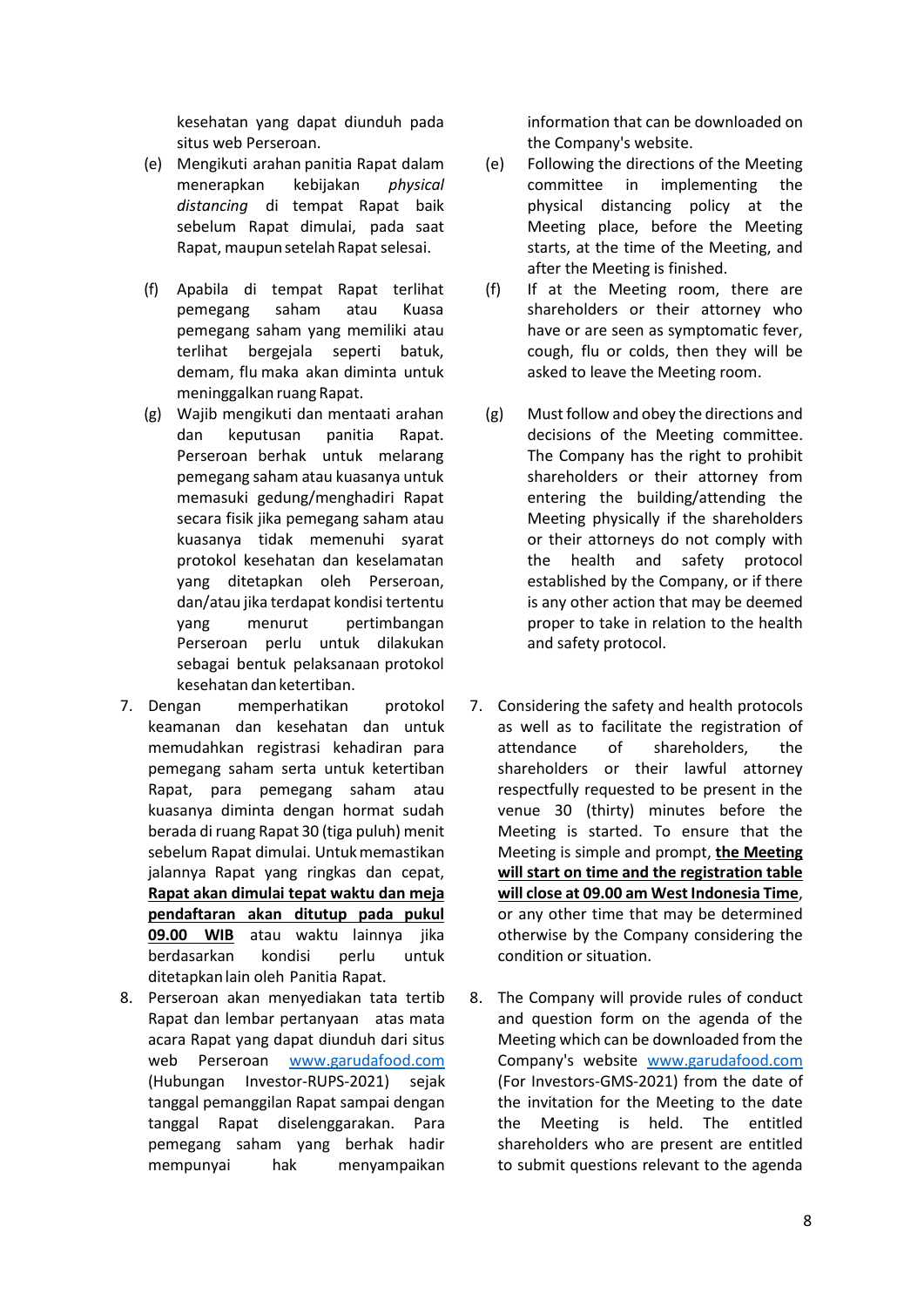kesehatan yang dapat diunduh pada situs web Perseroan.

(e) Mengikuti arahan panitia Rapat dalam menerapkan kebijakan *physical distancing* di tempat Rapat baik sebelum Rapat dimulai, pada saat Rapat, maupun setelah Rapat selesai.

(f) Apabila di tempat Rapat terlihat pemegang saham atau Kuasa pemegang saham yang memiliki atau terlihat bergejala seperti batuk, demam, flu maka akan diminta untuk meninggalkan ruang Rapat.

(g) Wajib mengikuti dan mentaati arahan dan keputusan panitia Rapat. Perseroan berhak untuk melarang pemegang saham atau kuasanya untuk memasuki gedung/menghadiri Rapat secara fisik jika pemegang saham atau kuasanya tidak memenuhi syarat protokol kesehatan dan keselamatan yang ditetapkan oleh Perseroan, dan/atau jika terdapat kondisi tertentu yang menurut pertimbangan Perseroan perlu untuk dilakukan sebagai bentuk pelaksanaan protokol kesehatan dan ketertiban.

7. Dengan memperhatikan protokol keamanan dan kesehatan dan untuk memudahkan registrasi kehadiran para pemegang saham serta untuk ketertiban Rapat, para pemegang saham atau kuasanya diminta dengan hormat sudah berada di ruang Rapat 30 (tiga puluh) menit sebelum Rapat dimulai. Untuk memastikan jalannya Rapat yang ringkas dan cepat, **<u>Rapat akan dimulai tepat waktu dan meja pendaftaran akan ditutup pada pukul 09.00 WIB</u>** atau waktu lainnya jika berdasarkan kondisi perlu untuk ditetapkan lain oleh Panitia Rapat.

8. Perseroan akan menyediakan tata tertib Rapat dan lembar pertanyaan atas mata acara Rapat yang dapat diunduh dari situs web Perseroan [www.garudafood.com](http://www.garudafood.com) (Hubungan Investor-RUPS-2021) sejak tanggal pemanggilan Rapat sampai dengan tanggal Rapat diselenggarakan. Para pemegang saham yang berhak hadir mempunyai hak menyampaikan

---

information that can be downloaded on the Company's website.

(e) Following the directions of the Meeting committee in implementing the physical distancing policy at the Meeting place, before the Meeting starts, at the time of the Meeting, and after the Meeting is finished.

(f) If at the Meeting room, there are shareholders or their attorney who have or are seen as symptomatic fever, cough, flu or colds, then they will be asked to leave the Meeting room.

(g) Must follow and obey the directions and decisions of the Meeting committee. The Company has the right to prohibit shareholders or their attorney from entering the building/attending the Meeting physically if the shareholders or their attorneys do not comply with the health and safety protocol established by the Company, or if there is any other action that may be deemed proper to take in relation to the health and safety protocol.

7. Considering the safety and health protocols as well as to facilitate the registration of attendance of shareholders, the shareholders or their lawful attorney respectfully requested to be present in the venue 30 (thirty) minutes before the Meeting is started. To ensure that the Meeting is simple and prompt, **<u>the Meeting will start on time and the registration table will close at 09.00 am West Indonesia Time</u>**, or any other time that may be determined otherwise by the Company considering the condition or situation.

8. The Company will provide rules of conduct and question form on the agenda of the Meeting which can be downloaded from the Company's website [www.garudafood.com](http://www.garudafood.com) (For Investors-GMS-2021) from the date of the invitation for the Meeting to the date the Meeting is held. The entitled shareholders who are present are entitled to submit questions relevant to the agenda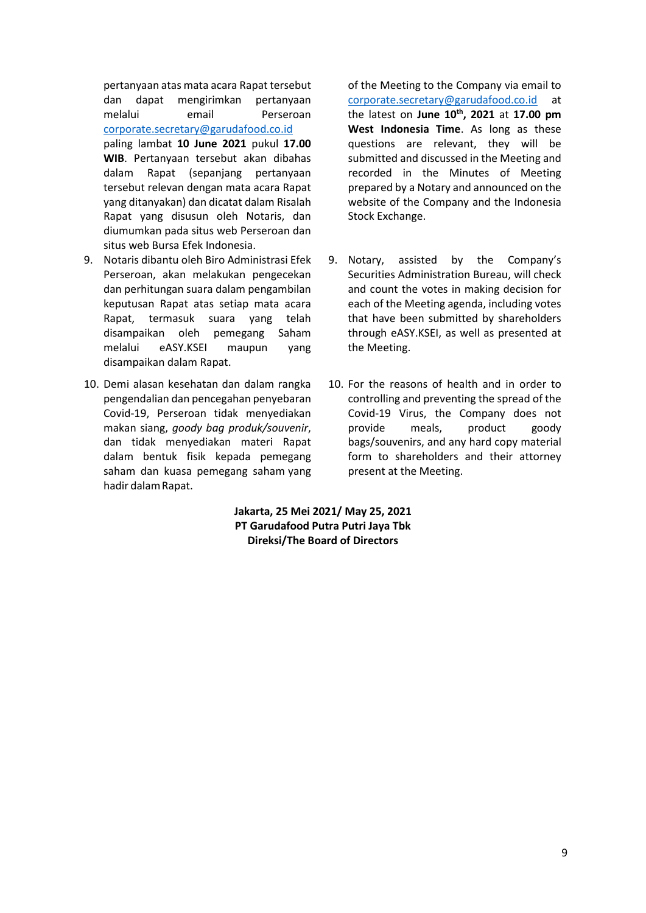pertanyaan atas mata acara Rapat tersebut dan dapat mengirimkan pertanyaan melalui email Perseroan corporate.secretary@garudafood.co.id paling lambat **10 June 2021** pukul **17.00 WIB**. Pertanyaan tersebut akan dibahas dalam Rapat (sepanjang pertanyaan tersebut relevan dengan mata acara Rapat yang ditanyakan) dan dicatat dalam Risalah Rapat yang disusun oleh Notaris, dan diumumkan pada situs web Perseroan dan situs web Bursa Efek Indonesia.

9. Notaris dibantu oleh Biro Administrasi Efek Perseroan, akan melakukan pengecekan dan perhitungan suara dalam pengambilan keputusan Rapat atas setiap mata acara Rapat, termasuk suara yang telah disampaikan oleh pemegang Saham melalui eASY.KSEI maupun yang disampaikan dalam Rapat.

10. Demi alasan kesehatan dan dalam rangka pengendalian dan pencegahan penyebaran Covid-19, Perseroan tidak menyediakan makan siang, *goody bag produk/souvenir*, dan tidak menyediakan materi Rapat dalam bentuk fisik kepada pemegang saham dan kuasa pemegang saham yang hadir dalam Rapat.

of the Meeting to the Company via email to corporate.secretary@garudafood.co.id at the latest on **June 10th, 2021** at **17.00 pm West Indonesia Time**. As long as these questions are relevant, they will be submitted and discussed in the Meeting and recorded in the Minutes of Meeting prepared by a Notary and announced on the website of the Company and the Indonesia Stock Exchange.

9. Notary, assisted by the Company's Securities Administration Bureau, will check and count the votes in making decision for each of the Meeting agenda, including votes that have been submitted by shareholders through eASY.KSEI, as well as presented at the Meeting.

10. For the reasons of health and in order to controlling and preventing the spread of the Covid-19 Virus, the Company does not provide meals, product goody bags/souvenirs, and any hard copy material form to shareholders and their attorney present at the Meeting.

**Jakarta, 25 Mei 2021/ May 25, 2021**
**PT Garudafood Putra Putri Jaya Tbk**
**Direksi/The Board of Directors**